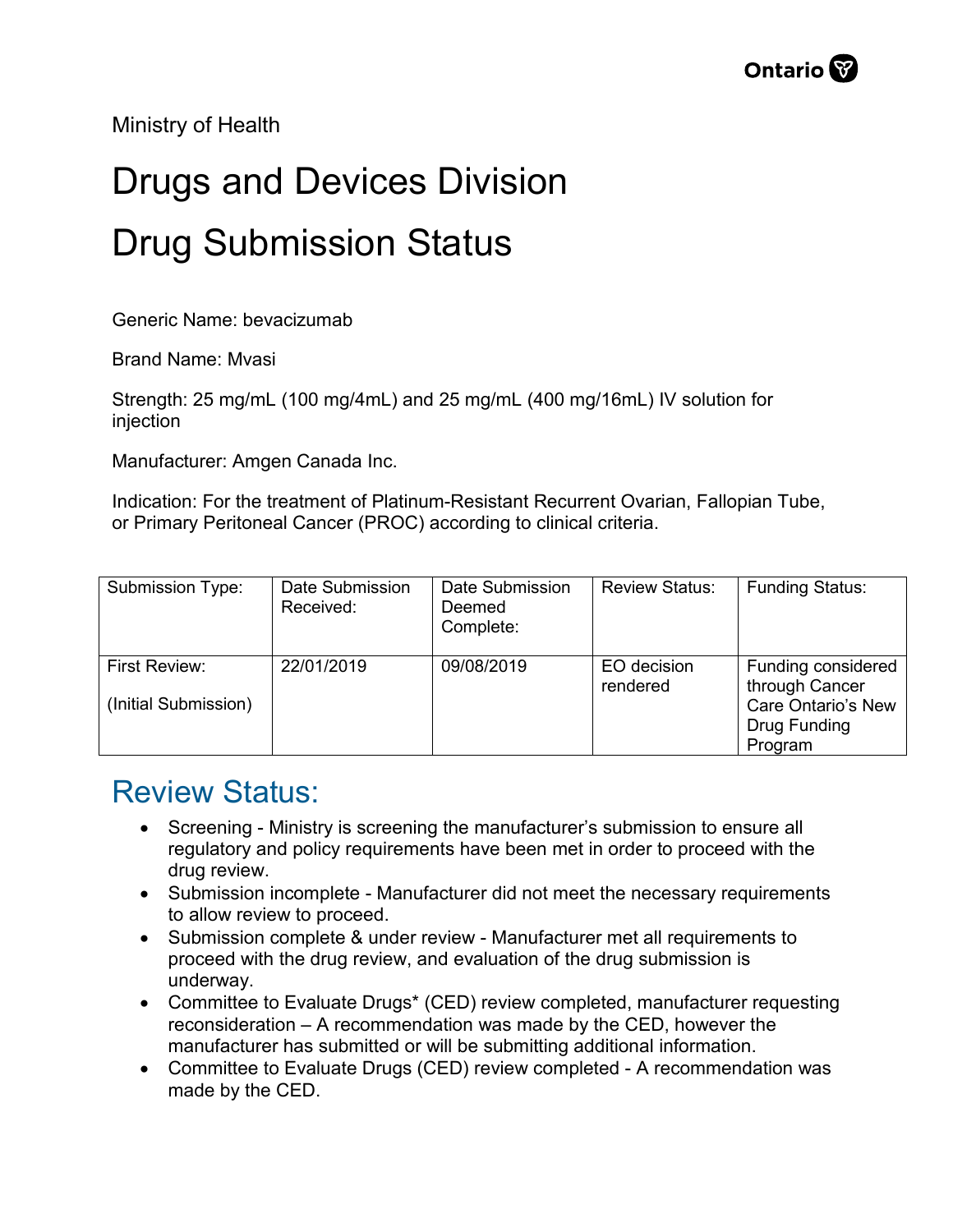Ministry of Health

# Drugs and Devices Division

# Drug Submission Status

Generic Name: bevacizumab

Brand Name: Mvasi

Strength: 25 mg/mL (100 mg/4mL) and 25 mg/mL (400 mg/16mL) IV solution for injection

Manufacturer: Amgen Canada Inc.

Indication: For the treatment of Platinum-Resistant Recurrent Ovarian, Fallopian Tube, or Primary Peritoneal Cancer (PROC) according to clinical criteria.

| Submission Type: | Date Submission Received: | Date Submission Deemed Complete: | Review Status: | Funding Status: |
|---|---|---|---|---|
| First Review: (Initial Submission) | 22/01/2019 | 09/08/2019 | EO decision rendered | Funding considered through Cancer Care Ontario's New Drug Funding Program |

## Review Status:

- Screening - Ministry is screening the manufacturer's submission to ensure all regulatory and policy requirements have been met in order to proceed with the drug review.
- Submission incomplete - Manufacturer did not meet the necessary requirements to allow review to proceed.
- Submission complete & under review - Manufacturer met all requirements to proceed with the drug review, and evaluation of the drug submission is underway.
- Committee to Evaluate Drugs* (CED) review completed, manufacturer requesting reconsideration – A recommendation was made by the CED, however the manufacturer has submitted or will be submitting additional information.
- Committee to Evaluate Drugs (CED) review completed - A recommendation was made by the CED.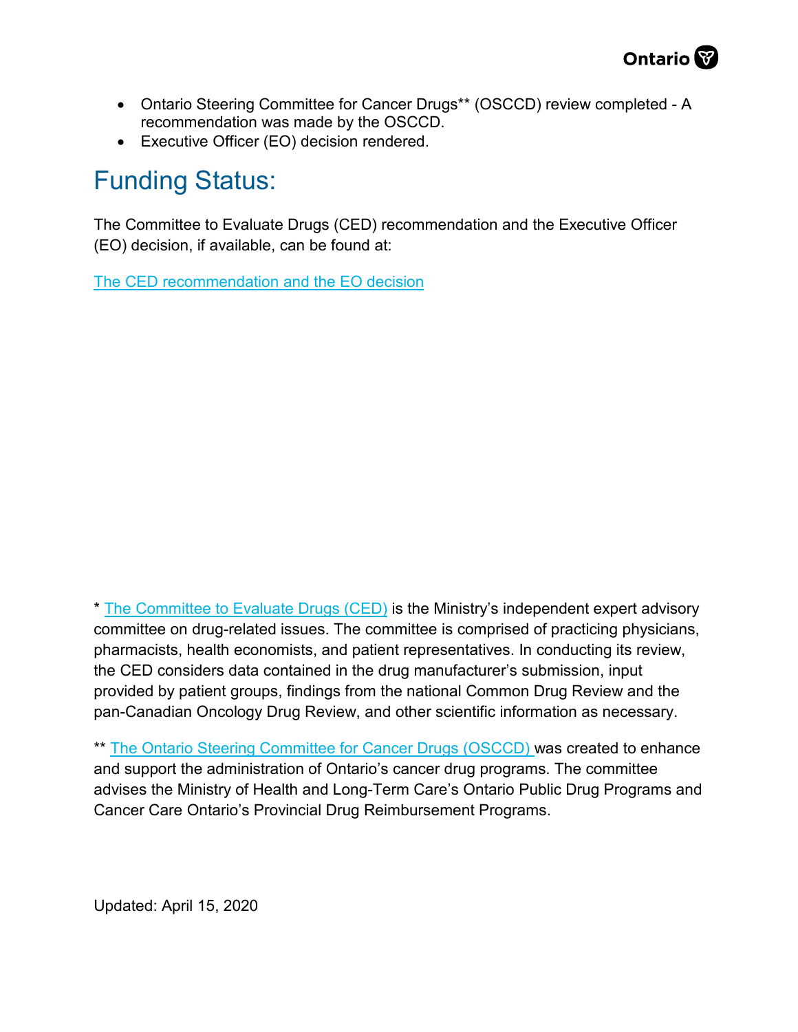- Ontario Steering Committee for Cancer Drugs** (OSCCD) review completed - A recommendation was made by the OSCCD.
- Executive Officer (EO) decision rendered.

## Funding Status:

The Committee to Evaluate Drugs (CED) recommendation and the Executive Officer (EO) decision, if available, can be found at:

The CED recommendation and the EO decision

* The Committee to Evaluate Drugs (CED) is the Ministry's independent expert advisory committee on drug-related issues. The committee is comprised of practicing physicians, pharmacists, health economists, and patient representatives. In conducting its review, the CED considers data contained in the drug manufacturer's submission, input provided by patient groups, findings from the national Common Drug Review and the pan-Canadian Oncology Drug Review, and other scientific information as necessary.

** The Ontario Steering Committee for Cancer Drugs (OSCCD) was created to enhance and support the administration of Ontario's cancer drug programs. The committee advises the Ministry of Health and Long-Term Care's Ontario Public Drug Programs and Cancer Care Ontario's Provincial Drug Reimbursement Programs.

Updated: April 15, 2020